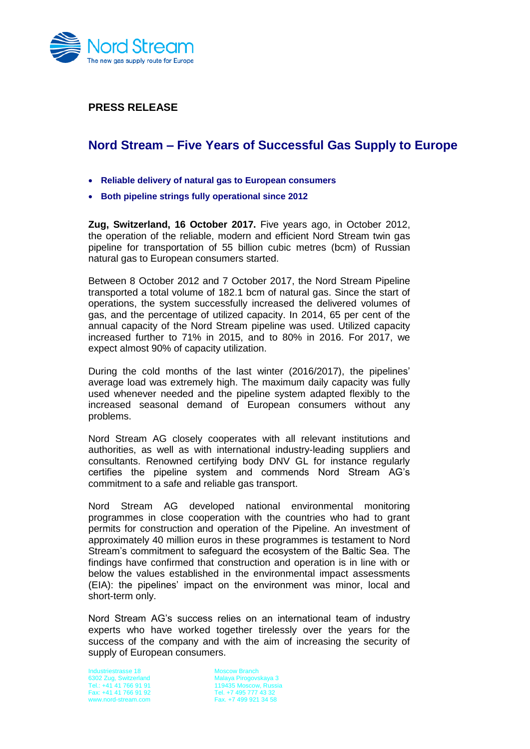**PRESS RELEASE**

# Nord Stream – Five Years of Successful Gas Supply to Europe

- **Reliable delivery of natural gas to European consumers**
- **Both pipeline strings fully operational since 2012**

**Zug, Switzerland, 16 October 2017.** Five years ago, in October 2012, the operation of the reliable, modern and efficient Nord Stream twin gas pipeline for transportation of 55 billion cubic metres (bcm) of Russian natural gas to European consumers started.

Between 8 October 2012 and 7 October 2017, the Nord Stream Pipeline transported a total volume of 182.1 bcm of natural gas. Since the start of operations, the system successfully increased the delivered volumes of gas, and the percentage of utilized capacity. In 2014, 65 per cent of the annual capacity of the Nord Stream pipeline was used. Utilized capacity increased further to 71% in 2015, and to 80% in 2016. For 2017, we expect almost 90% of capacity utilization.

During the cold months of the last winter (2016/2017), the pipelines' average load was extremely high. The maximum daily capacity was fully used whenever needed and the pipeline system adapted flexibly to the increased seasonal demand of European consumers without any problems.

Nord Stream AG closely cooperates with all relevant institutions and authorities, as well as with international industry-leading suppliers and consultants. Renowned certifying body DNV GL for instance regularly certifies the pipeline system and commends Nord Stream AG's commitment to a safe and reliable gas transport.

Nord Stream AG developed national environmental monitoring programmes in close cooperation with the countries who had to grant permits for construction and operation of the Pipeline. An investment of approximately 40 million euros in these programmes is testament to Nord Stream's commitment to safeguard the ecosystem of the Baltic Sea. The findings have confirmed that construction and operation is in line with or below the values established in the environmental impact assessments (EIA): the pipelines' impact on the environment was minor, local and short-term only.

Nord Stream AG's success relies on an international team of industry experts who have worked together tirelessly over the years for the success of the company and with the aim of increasing the security of supply of European consumers.

Industriestrasse 18
6302 Zug, Switzerland
Tel.: +41 41 766 91 91
Fax: +41 41 766 91 92
www.nord-stream.com

Moscow Branch
Malaya Pirogovskaya 3
119435 Moscow, Russia
Tel. +7 495 777 43 32
Fax. +7 499 921 34 58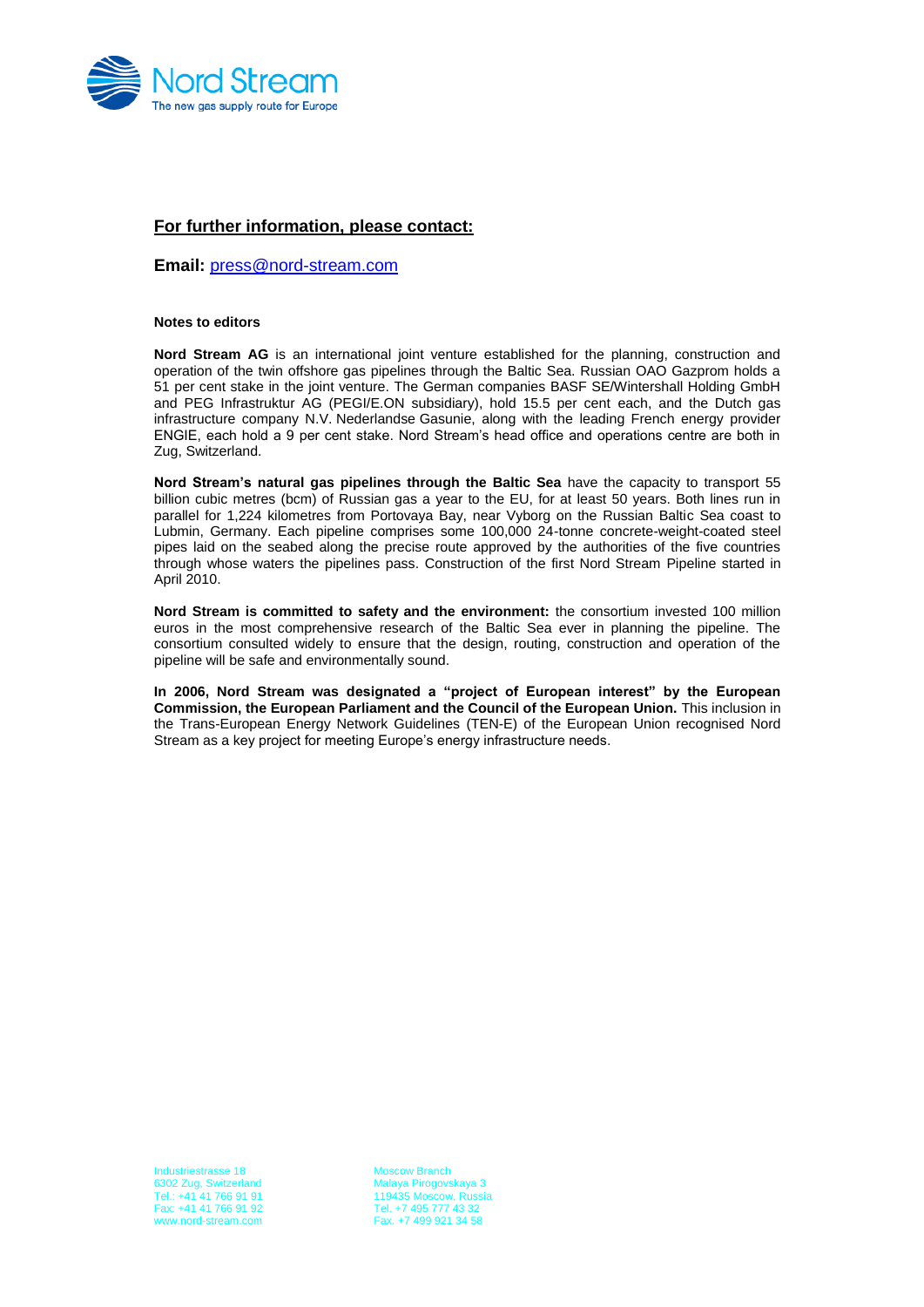**For further information, please contact:**

**Email:** press@nord-stream.com

**Notes to editors**

**Nord Stream AG** is an international joint venture established for the planning, construction and operation of the twin offshore gas pipelines through the Baltic Sea. Russian OAO Gazprom holds a 51 per cent stake in the joint venture. The German companies BASF SE/Wintershall Holding GmbH and PEG Infrastruktur AG (PEGI/E.ON subsidiary), hold 15.5 per cent each, and the Dutch gas infrastructure company N.V. Nederlandse Gasunie, along with the leading French energy provider ENGIE, each hold a 9 per cent stake. Nord Stream's head office and operations centre are both in Zug, Switzerland.

**Nord Stream's natural gas pipelines through the Baltic Sea** have the capacity to transport 55 billion cubic metres (bcm) of Russian gas a year to the EU, for at least 50 years. Both lines run in parallel for 1,224 kilometres from Portovaya Bay, near Vyborg on the Russian Baltic Sea coast to Lubmin, Germany. Each pipeline comprises some 100,000 24-tonne concrete-weight-coated steel pipes laid on the seabed along the precise route approved by the authorities of the five countries through whose waters the pipelines pass. Construction of the first Nord Stream Pipeline started in April 2010.

**Nord Stream is committed to safety and the environment:** the consortium invested 100 million euros in the most comprehensive research of the Baltic Sea ever in planning the pipeline. The consortium consulted widely to ensure that the design, routing, construction and operation of the pipeline will be safe and environmentally sound.

**In 2006, Nord Stream was designated a "project of European interest" by the European Commission, the European Parliament and the Council of the European Union.** This inclusion in the Trans-European Energy Network Guidelines (TEN-E) of the European Union recognised Nord Stream as a key project for meeting Europe's energy infrastructure needs.

Industriestrasse 18
6302 Zug, Switzerland
Tel.: +41 41 766 91 91
Fax: +41 41 766 91 92
www.nord-stream.com

Moscow Branch
Malaya Pirogovskaya 3
119435 Moscow, Russia
Tel. +7 495 777 43 32
Fax. +7 499 921 34 58